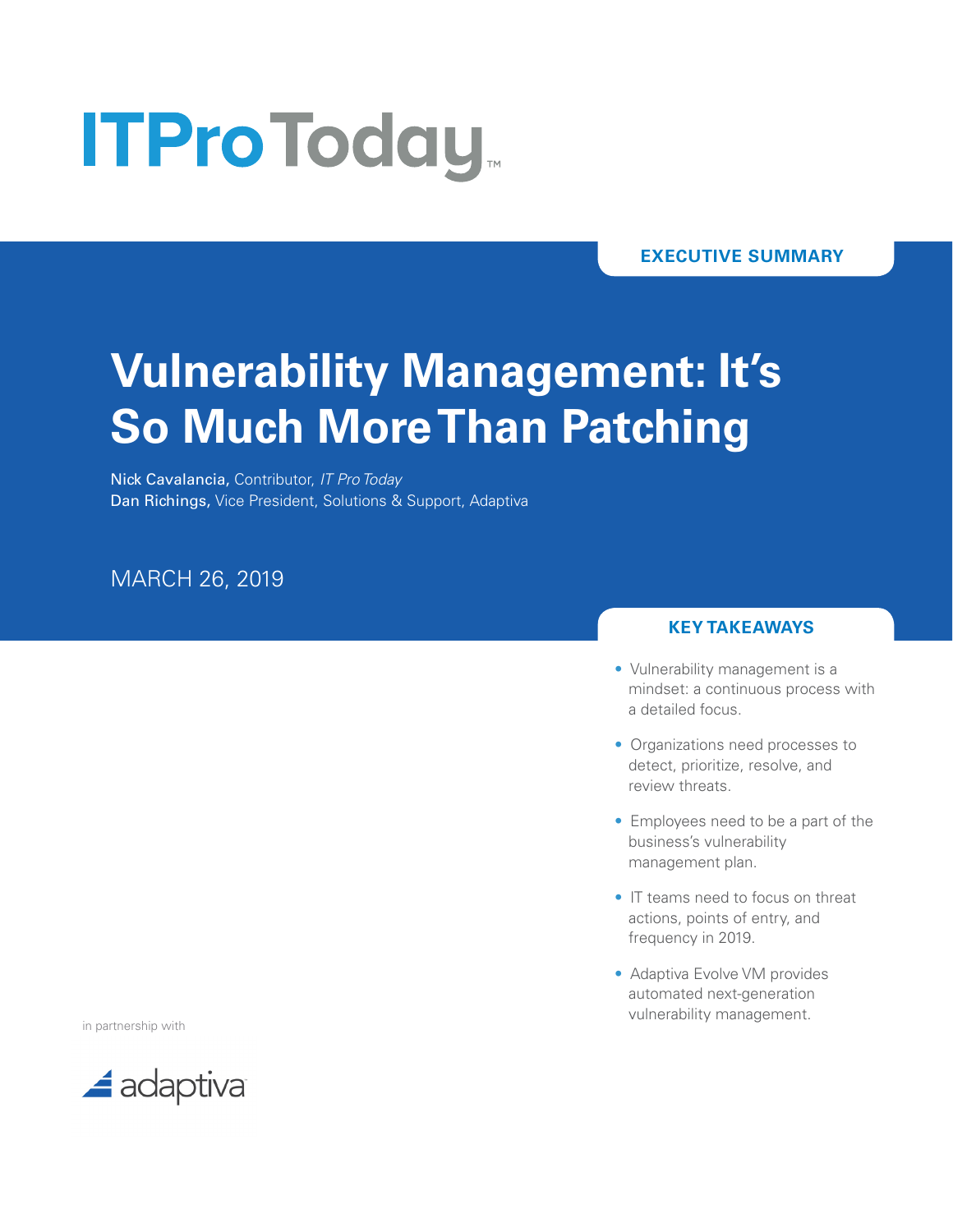ITProToday™

EXECUTIVE SUMMARY

# Vulnerability Management: It's So Much More Than Patching

**Nick Cavalancia,** Contributor, *IT Pro Today*
**Dan Richings,** Vice President, Solutions & Support, Adaptiva

MARCH 26, 2019

## KEY TAKEAWAYS

- Vulnerability management is a mindset: a continuous process with a detailed focus.
- Organizations need processes to detect, prioritize, resolve, and review threats.
- Employees need to be a part of the business's vulnerability management plan.
- IT teams need to focus on threat actions, points of entry, and frequency in 2019.
- Adaptiva Evolve VM provides automated next-generation vulnerability management.

in partnership with

adaptiva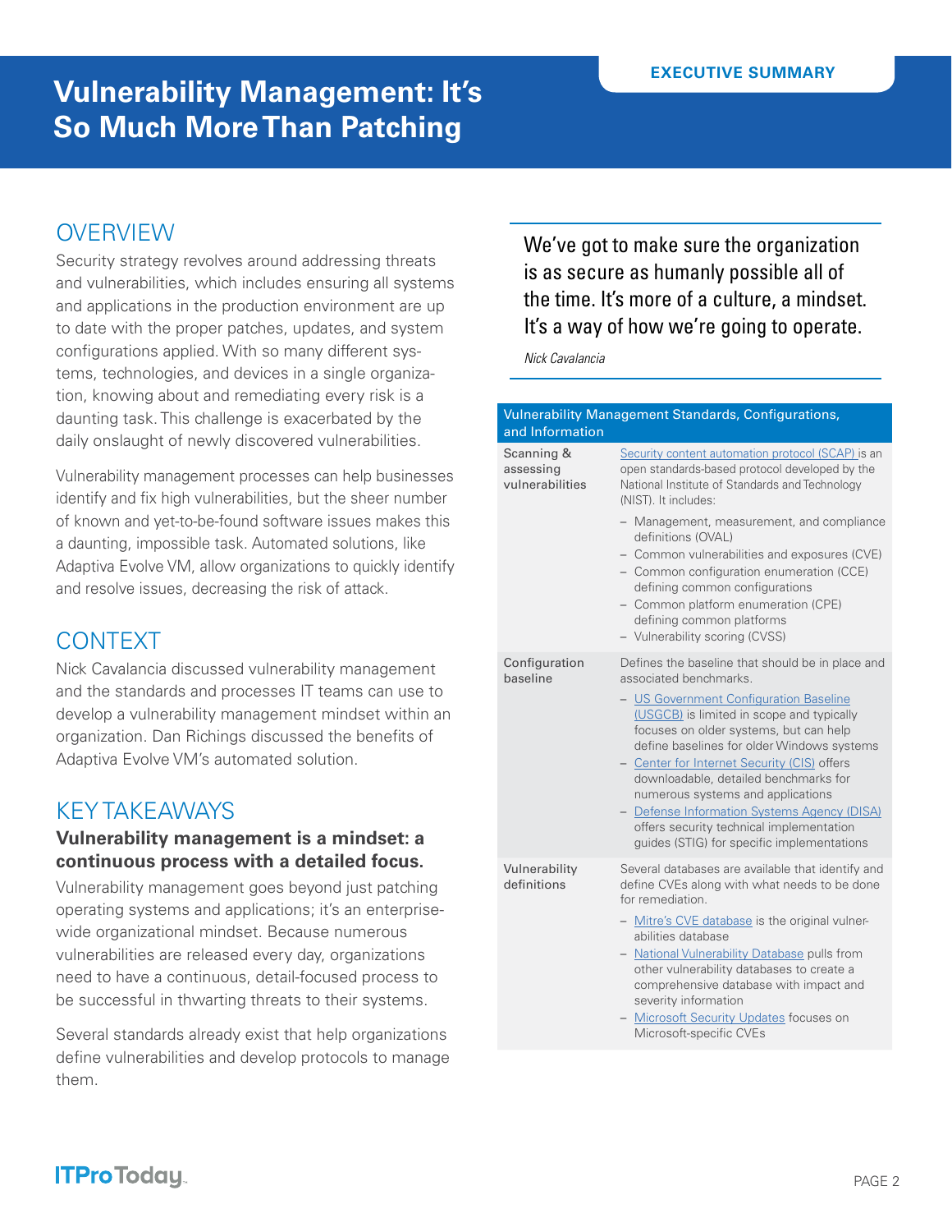# Vulnerability Management: It's So Much More Than Patching

EXECUTIVE SUMMARY

## OVERVIEW

Security strategy revolves around addressing threats and vulnerabilities, which includes ensuring all systems and applications in the production environment are up to date with the proper patches, updates, and system configurations applied. With so many different systems, technologies, and devices in a single organization, knowing about and remediating every risk is a daunting task. This challenge is exacerbated by the daily onslaught of newly discovered vulnerabilities.

Vulnerability management processes can help businesses identify and fix high vulnerabilities, but the sheer number of known and yet-to-be-found software issues makes this a daunting, impossible task. Automated solutions, like Adaptiva Evolve VM, allow organizations to quickly identify and resolve issues, decreasing the risk of attack.

## CONTEXT

Nick Cavalancia discussed vulnerability management and the standards and processes IT teams can use to develop a vulnerability management mindset within an organization. Dan Richings discussed the benefits of Adaptiva Evolve VM's automated solution.

## KEY TAKEAWAYS

### Vulnerability management is a mindset: a continuous process with a detailed focus.

Vulnerability management goes beyond just patching operating systems and applications; it's an enterprise-wide organizational mindset. Because numerous vulnerabilities are released every day, organizations need to have a continuous, detail-focused process to be successful in thwarting threats to their systems.

Several standards already exist that help organizations define vulnerabilities and develop protocols to manage them.

> We've got to make sure the organization is as secure as humanly possible all of the time. It's more of a culture, a mindset. It's a way of how we're going to operate.
>
> *Nick Cavalancia*

| Vulnerability Management Standards, Configurations, and Information | |
|---|---|
| Scanning & assessing vulnerabilities | Security content automation protocol (SCAP) is an open standards-based protocol developed by the National Institute of Standards and Technology (NIST). It includes:<br>– Management, measurement, and compliance definitions (OVAL)<br>– Common vulnerabilities and exposures (CVE)<br>– Common configuration enumeration (CCE) defining common configurations<br>– Common platform enumeration (CPE) defining common platforms<br>– Vulnerability scoring (CVSS) |
| Configuration baseline | Defines the baseline that should be in place and associated benchmarks.<br>– US Government Configuration Baseline (USGCB) is limited in scope and typically focuses on older systems, but can help define baselines for older Windows systems<br>– Center for Internet Security (CIS) offers downloadable, detailed benchmarks for numerous systems and applications<br>– Defense Information Systems Agency (DISA) offers security technical implementation guides (STIG) for specific implementations |
| Vulnerability definitions | Several databases are available that identify and define CVEs along with what needs to be done for remediation.<br>– Mitre's CVE database is the original vulnerabilities database<br>– National Vulnerability Database pulls from other vulnerability databases to create a comprehensive database with impact and severity information<br>– Microsoft Security Updates focuses on Microsoft-specific CVEs |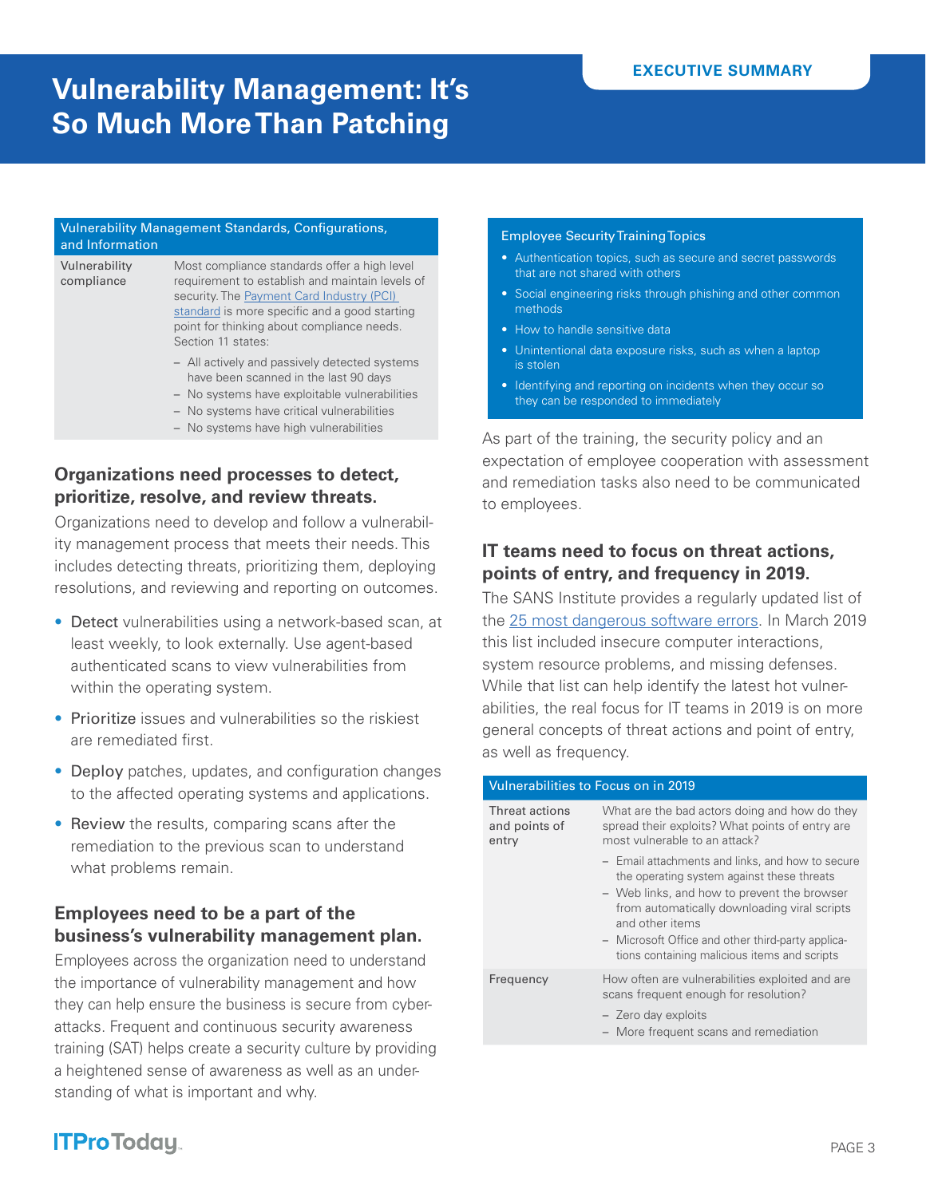# Vulnerability Management: It's So Much More Than Patching

| Vulnerability Management Standards, Configurations, and Information | |
|---|---|
| Vulnerability compliance | Most compliance standards offer a high level requirement to establish and maintain levels of security. The Payment Card Industry (PCI) standard is more specific and a good starting point for thinking about compliance needs. Section 11 states:<br>– All actively and passively detected systems have been scanned in the last 90 days<br>– No systems have exploitable vulnerabilities<br>– No systems have critical vulnerabilities<br>– No systems have high vulnerabilities |

## Organizations need processes to detect, prioritize, resolve, and review threats.

Organizations need to develop and follow a vulnerability management process that meets their needs. This includes detecting threats, prioritizing them, deploying resolutions, and reviewing and reporting on outcomes.

- Detect vulnerabilities using a network-based scan, at least weekly, to look externally. Use agent-based authenticated scans to view vulnerabilities from within the operating system.
- Prioritize issues and vulnerabilities so the riskiest are remediated first.
- Deploy patches, updates, and configuration changes to the affected operating systems and applications.
- Review the results, comparing scans after the remediation to the previous scan to understand what problems remain.

## Employees need to be a part of the business's vulnerability management plan.

Employees across the organization need to understand the importance of vulnerability management and how they can help ensure the business is secure from cyberattacks. Frequent and continuous security awareness training (SAT) helps create a security culture by providing a heightened sense of awareness as well as an understanding of what is important and why.

**Employee Security Training Topics**

- Authentication topics, such as secure and secret passwords that are not shared with others
- Social engineering risks through phishing and other common methods
- How to handle sensitive data
- Unintentional data exposure risks, such as when a laptop is stolen
- Identifying and reporting on incidents when they occur so they can be responded to immediately

As part of the training, the security policy and an expectation of employee cooperation with assessment and remediation tasks also need to be communicated to employees.

## IT teams need to focus on threat actions, points of entry, and frequency in 2019.

The SANS Institute provides a regularly updated list of the 25 most dangerous software errors. In March 2019 this list included insecure computer interactions, system resource problems, and missing defenses. While that list can help identify the latest hot vulnerabilities, the real focus for IT teams in 2019 is on more general concepts of threat actions and point of entry, as well as frequency.

| Vulnerabilities to Focus on in 2019 | |
|---|---|
| Threat actions and points of entry | What are the bad actors doing and how do they spread their exploits? What points of entry are most vulnerable to an attack?<br>– Email attachments and links, and how to secure the operating system against these threats<br>– Web links, and how to prevent the browser from automatically downloading viral scripts and other items<br>– Microsoft Office and other third-party applications containing malicious items and scripts |
| Frequency | How often are vulnerabilities exploited and are scans frequent enough for resolution?<br>– Zero day exploits<br>– More frequent scans and remediation |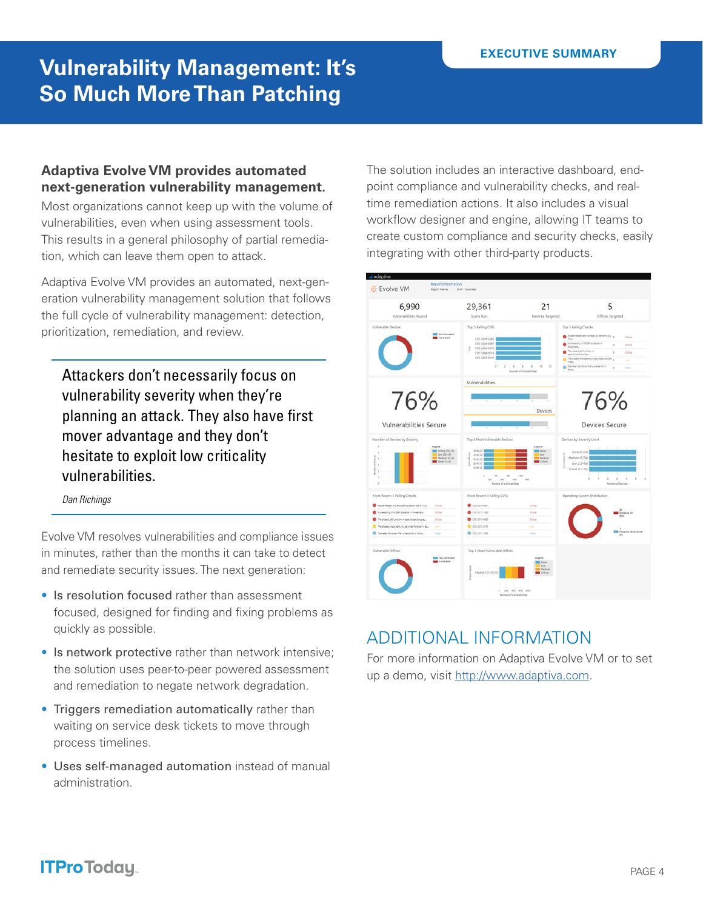# Vulnerability Management: It's So Much More Than Patching

EXECUTIVE SUMMARY

**Adaptiva Evolve VM provides automated next-generation vulnerability management.**

Most organizations cannot keep up with the volume of vulnerabilities, even when using assessment tools. This results in a general philosophy of partial remediation, which can leave them open to attack.

Adaptiva Evolve VM provides an automated, next-generation vulnerability management solution that follows the full cycle of vulnerability management: detection, prioritization, remediation, and review.

> Attackers don't necessarily focus on vulnerability severity when they're planning an attack. They also have first mover advantage and they don't hesitate to exploit low criticality vulnerabilities.
>
> *Dan Richings*

Evolve VM resolves vulnerabilities and compliance issues in minutes, rather than the months it can take to detect and remediate security issues. The next generation:

- **Is resolution focused** rather than assessment focused, designed for finding and fixing problems as quickly as possible.
- **Is network protective** rather than network intensive; the solution uses peer-to-peer powered assessment and remediation to negate network degradation.
- **Triggers remediation automatically** rather than waiting on service desk tickets to move through process timelines.
- **Uses self-managed automation** instead of manual administration.

The solution includes an interactive dashboard, endpoint compliance and vulnerability checks, and real-time remediation actions. It also includes a visual workflow designer and engine, allowing IT teams to create custom compliance and security checks, easily integrating with other third-party products.

## ADDITIONAL INFORMATION

For more information on Adaptiva Evolve VM or to set up a demo, visit [http://www.adaptiva.com](http://www.adaptiva.com).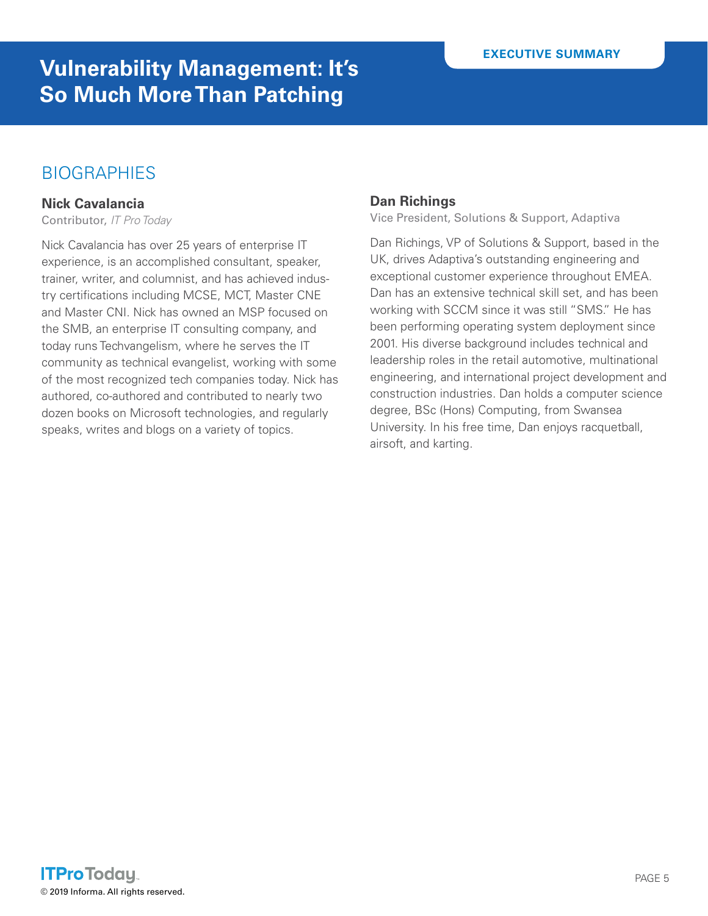## BIOGRAPHIES

### Nick Cavalancia

Contributor, *IT Pro Today*

Nick Cavalancia has over 25 years of enterprise IT experience, is an accomplished consultant, speaker, trainer, writer, and columnist, and has achieved industry certifications including MCSE, MCT, Master CNE and Master CNI. Nick has owned an MSP focused on the SMB, an enterprise IT consulting company, and today runs Techvangelism, where he serves the IT community as technical evangelist, working with some of the most recognized tech companies today. Nick has authored, co-authored and contributed to nearly two dozen books on Microsoft technologies, and regularly speaks, writes and blogs on a variety of topics.

### Dan Richings

Vice President, Solutions & Support, Adaptiva

Dan Richings, VP of Solutions & Support, based in the UK, drives Adaptiva's outstanding engineering and exceptional customer experience throughout EMEA. Dan has an extensive technical skill set, and has been working with SCCM since it was still "SMS." He has been performing operating system deployment since 2001. His diverse background includes technical and leadership roles in the retail automotive, multinational engineering, and international project development and construction industries. Dan holds a computer science degree, BSc (Hons) Computing, from Swansea University. In his free time, Dan enjoys racquetball, airsoft, and karting.